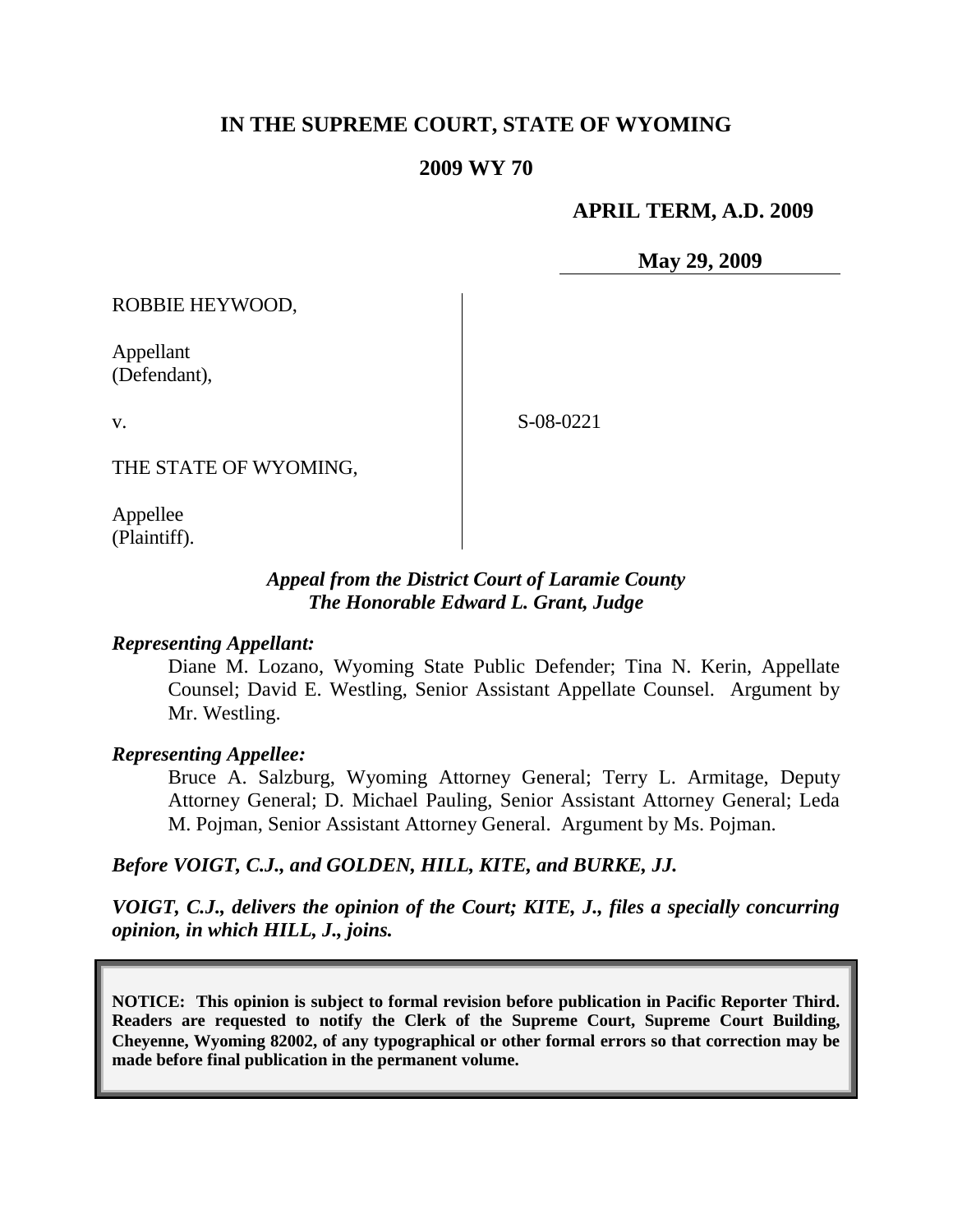# IN THE SUPREME COURT, STATE OF WYOMING

## 2009 WY 70

**APRIL TERM, A.D. 2009**

**May 29, 2009**

| | | |
|---|---|---|
| ROBBIE HEYWOOD,<br><br>Appellant<br>(Defendant),<br><br>v.<br><br>THE STATE OF WYOMING,<br><br>Appellee<br>(Plaintiff). | | S-08-0221 |

***Appeal from the District Court of Laramie County***
***The Honorable Edward L. Grant, Judge***

***Representing Appellant:***

Diane M. Lozano, Wyoming State Public Defender; Tina N. Kerin, Appellate Counsel; David E. Westling, Senior Assistant Appellate Counsel. Argument by Mr. Westling.

***Representing Appellee:***

Bruce A. Salzburg, Wyoming Attorney General; Terry L. Armitage, Deputy Attorney General; D. Michael Pauling, Senior Assistant Attorney General; Leda M. Pojman, Senior Assistant Attorney General. Argument by Ms. Pojman.

***Before VOIGT, C.J., and GOLDEN, HILL, KITE, and BURKE, JJ.***

***VOIGT, C.J., delivers the opinion of the Court; KITE, J., files a specially concurring opinion, in which HILL, J., joins.***

**NOTICE: This opinion is subject to formal revision before publication in Pacific Reporter Third. Readers are requested to notify the Clerk of the Supreme Court, Supreme Court Building, Cheyenne, Wyoming 82002, of any typographical or other formal errors so that correction may be made before final publication in the permanent volume.**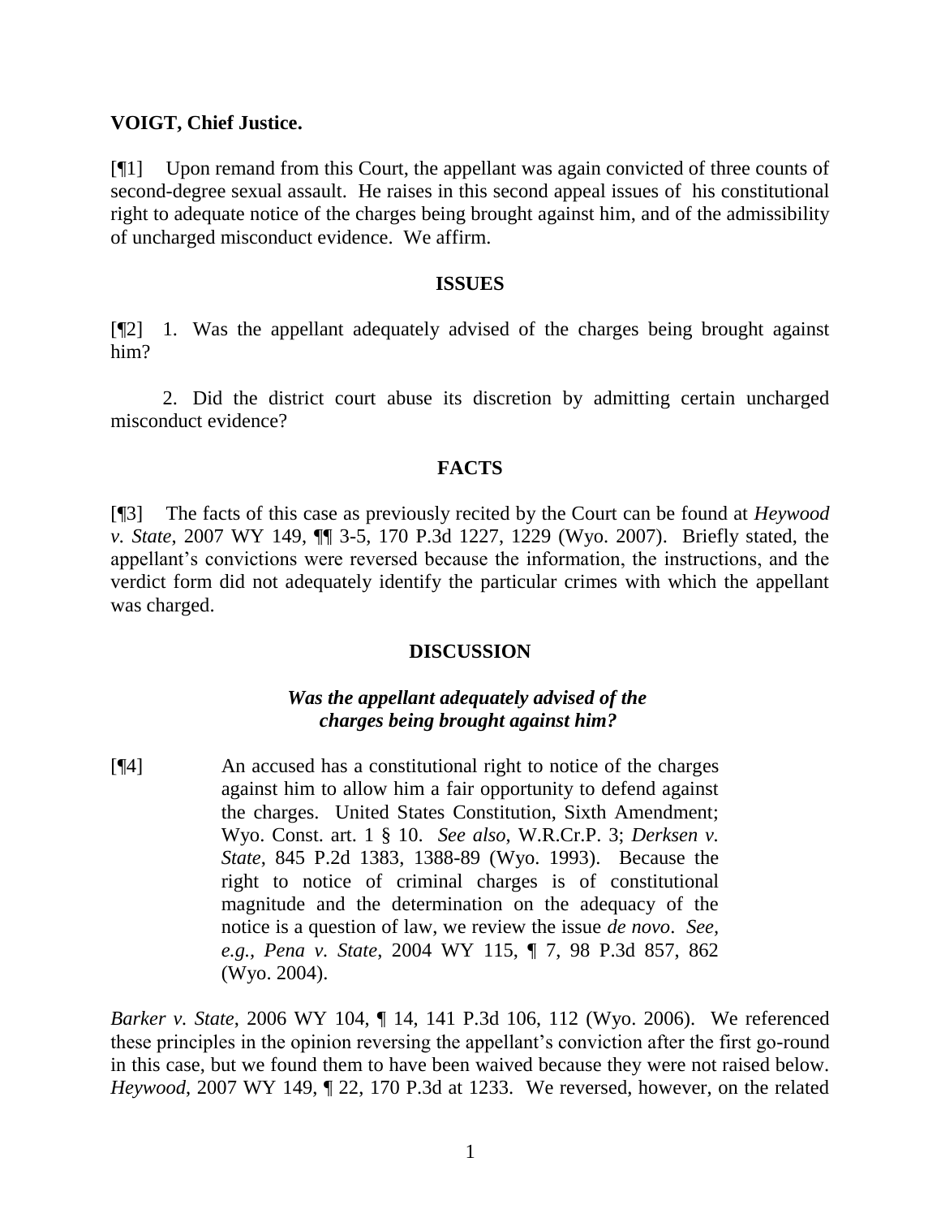**VOIGT, Chief Justice.**

[¶1] Upon remand from this Court, the appellant was again convicted of three counts of second-degree sexual assault. He raises in this second appeal issues of his constitutional right to adequate notice of the charges being brought against him, and of the admissibility of uncharged misconduct evidence. We affirm.

## ISSUES

[¶2] 1. Was the appellant adequately advised of the charges being brought against him?

2. Did the district court abuse its discretion by admitting certain uncharged misconduct evidence?

## FACTS

[¶3] The facts of this case as previously recited by the Court can be found at *Heywood v. State*, 2007 WY 149, ¶¶ 3-5, 170 P.3d 1227, 1229 (Wyo. 2007). Briefly stated, the appellant's convictions were reversed because the information, the instructions, and the verdict form did not adequately identify the particular crimes with which the appellant was charged.

## DISCUSSION

### *Was the appellant adequately advised of the charges being brought against him?*

[¶4] An accused has a constitutional right to notice of the charges against him to allow him a fair opportunity to defend against the charges. United States Constitution, Sixth Amendment; Wyo. Const. art. 1 § 10. *See also*, W.R.Cr.P. 3; *Derksen v. State*, 845 P.2d 1383, 1388-89 (Wyo. 1993). Because the right to notice of criminal charges is of constitutional magnitude and the determination on the adequacy of the notice is a question of law, we review the issue *de novo*. *See, e.g., Pena v. State*, 2004 WY 115, ¶ 7, 98 P.3d 857, 862 (Wyo. 2004).

*Barker v. State*, 2006 WY 104, ¶ 14, 141 P.3d 106, 112 (Wyo. 2006). We referenced these principles in the opinion reversing the appellant's conviction after the first go-round in this case, but we found them to have been waived because they were not raised below. *Heywood*, 2007 WY 149, ¶ 22, 170 P.3d at 1233. We reversed, however, on the related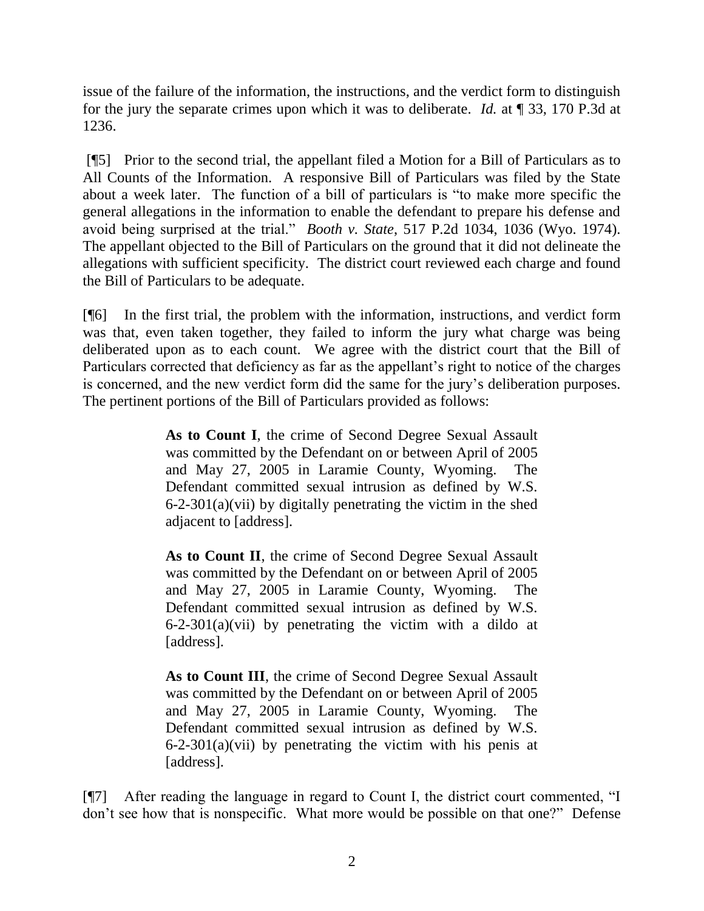issue of the failure of the information, the instructions, and the verdict form to distinguish for the jury the separate crimes upon which it was to deliberate. *Id.* at ¶ 33, 170 P.3d at 1236.

[¶5] Prior to the second trial, the appellant filed a Motion for a Bill of Particulars as to All Counts of the Information. A responsive Bill of Particulars was filed by the State about a week later. The function of a bill of particulars is "to make more specific the general allegations in the information to enable the defendant to prepare his defense and avoid being surprised at the trial." *Booth v. State*, 517 P.2d 1034, 1036 (Wyo. 1974). The appellant objected to the Bill of Particulars on the ground that it did not delineate the allegations with sufficient specificity. The district court reviewed each charge and found the Bill of Particulars to be adequate.

[¶6] In the first trial, the problem with the information, instructions, and verdict form was that, even taken together, they failed to inform the jury what charge was being deliberated upon as to each count. We agree with the district court that the Bill of Particulars corrected that deficiency as far as the appellant's right to notice of the charges is concerned, and the new verdict form did the same for the jury's deliberation purposes. The pertinent portions of the Bill of Particulars provided as follows:

> **As to Count I**, the crime of Second Degree Sexual Assault was committed by the Defendant on or between April of 2005 and May 27, 2005 in Laramie County, Wyoming. The Defendant committed sexual intrusion as defined by W.S. 6-2-301(a)(vii) by digitally penetrating the victim in the shed adjacent to [address].
>
> **As to Count II**, the crime of Second Degree Sexual Assault was committed by the Defendant on or between April of 2005 and May 27, 2005 in Laramie County, Wyoming. The Defendant committed sexual intrusion as defined by W.S. 6-2-301(a)(vii) by penetrating the victim with a dildo at [address].
>
> **As to Count III**, the crime of Second Degree Sexual Assault was committed by the Defendant on or between April of 2005 and May 27, 2005 in Laramie County, Wyoming. The Defendant committed sexual intrusion as defined by W.S. 6-2-301(a)(vii) by penetrating the victim with his penis at [address].

[¶7] After reading the language in regard to Count I, the district court commented, "I don't see how that is nonspecific. What more would be possible on that one?" Defense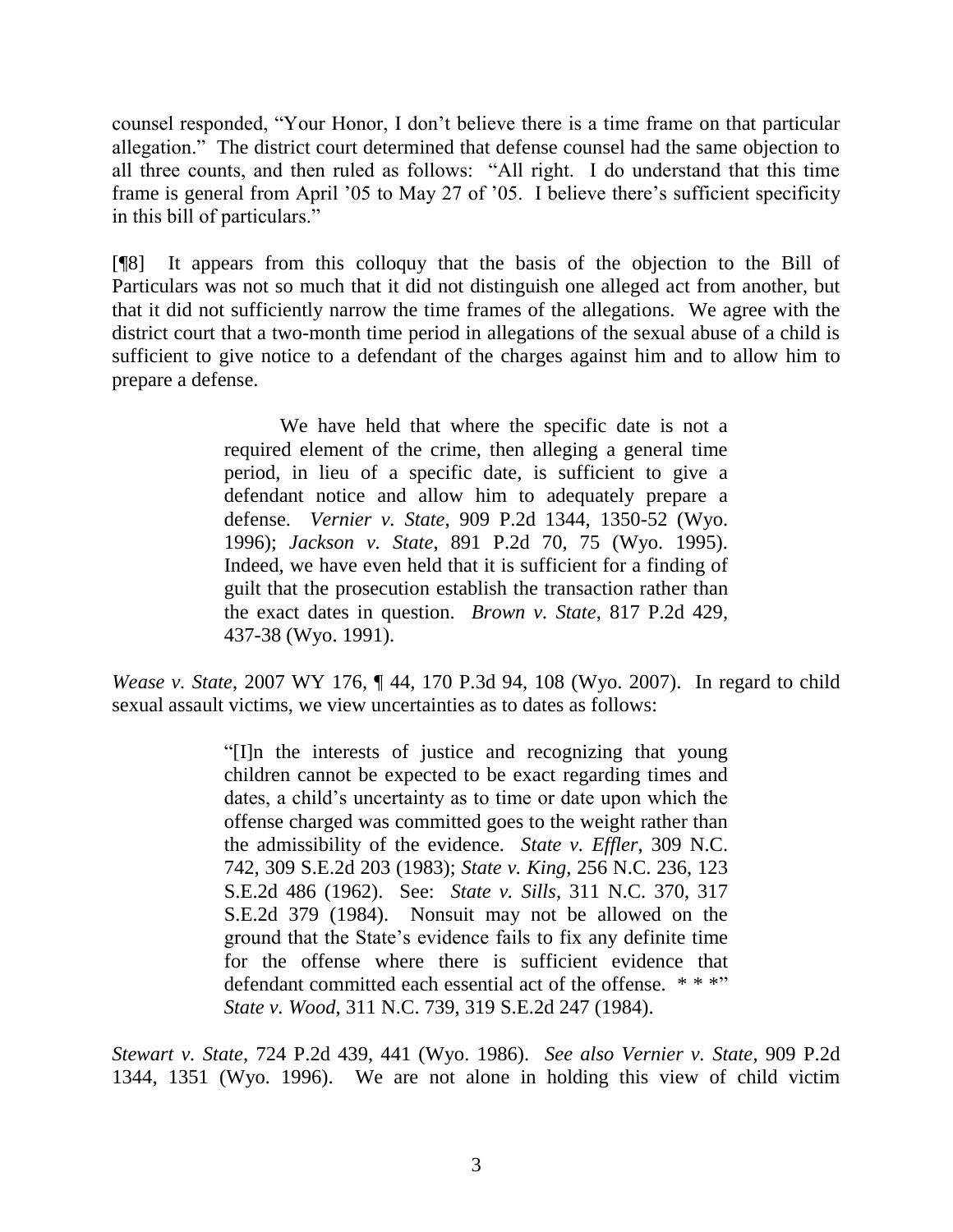counsel responded, "Your Honor, I don't believe there is a time frame on that particular allegation." The district court determined that defense counsel had the same objection to all three counts, and then ruled as follows: "All right. I do understand that this time frame is general from April '05 to May 27 of '05. I believe there's sufficient specificity in this bill of particulars."

[¶8] It appears from this colloquy that the basis of the objection to the Bill of Particulars was not so much that it did not distinguish one alleged act from another, but that it did not sufficiently narrow the time frames of the allegations. We agree with the district court that a two-month time period in allegations of the sexual abuse of a child is sufficient to give notice to a defendant of the charges against him and to allow him to prepare a defense.

> We have held that where the specific date is not a required element of the crime, then alleging a general time period, in lieu of a specific date, is sufficient to give a defendant notice and allow him to adequately prepare a defense. *Vernier v. State*, 909 P.2d 1344, 1350-52 (Wyo. 1996); *Jackson v. State*, 891 P.2d 70, 75 (Wyo. 1995). Indeed, we have even held that it is sufficient for a finding of guilt that the prosecution establish the transaction rather than the exact dates in question. *Brown v. State*, 817 P.2d 429, 437-38 (Wyo. 1991).

*Wease v. State*, 2007 WY 176, ¶ 44, 170 P.3d 94, 108 (Wyo. 2007). In regard to child sexual assault victims, we view uncertainties as to dates as follows:

> "[I]n the interests of justice and recognizing that young children cannot be expected to be exact regarding times and dates, a child's uncertainty as to time or date upon which the offense charged was committed goes to the weight rather than the admissibility of the evidence. *State v. Effler*, 309 N.C. 742, 309 S.E.2d 203 (1983); *State v. King*, 256 N.C. 236, 123 S.E.2d 486 (1962). See: *State v. Sills*, 311 N.C. 370, 317 S.E.2d 379 (1984). Nonsuit may not be allowed on the ground that the State's evidence fails to fix any definite time for the offense where there is sufficient evidence that defendant committed each essential act of the offense. * * *" *State v. Wood*, 311 N.C. 739, 319 S.E.2d 247 (1984).

*Stewart v. State*, 724 P.2d 439, 441 (Wyo. 1986). *See also Vernier v. State*, 909 P.2d 1344, 1351 (Wyo. 1996). We are not alone in holding this view of child victim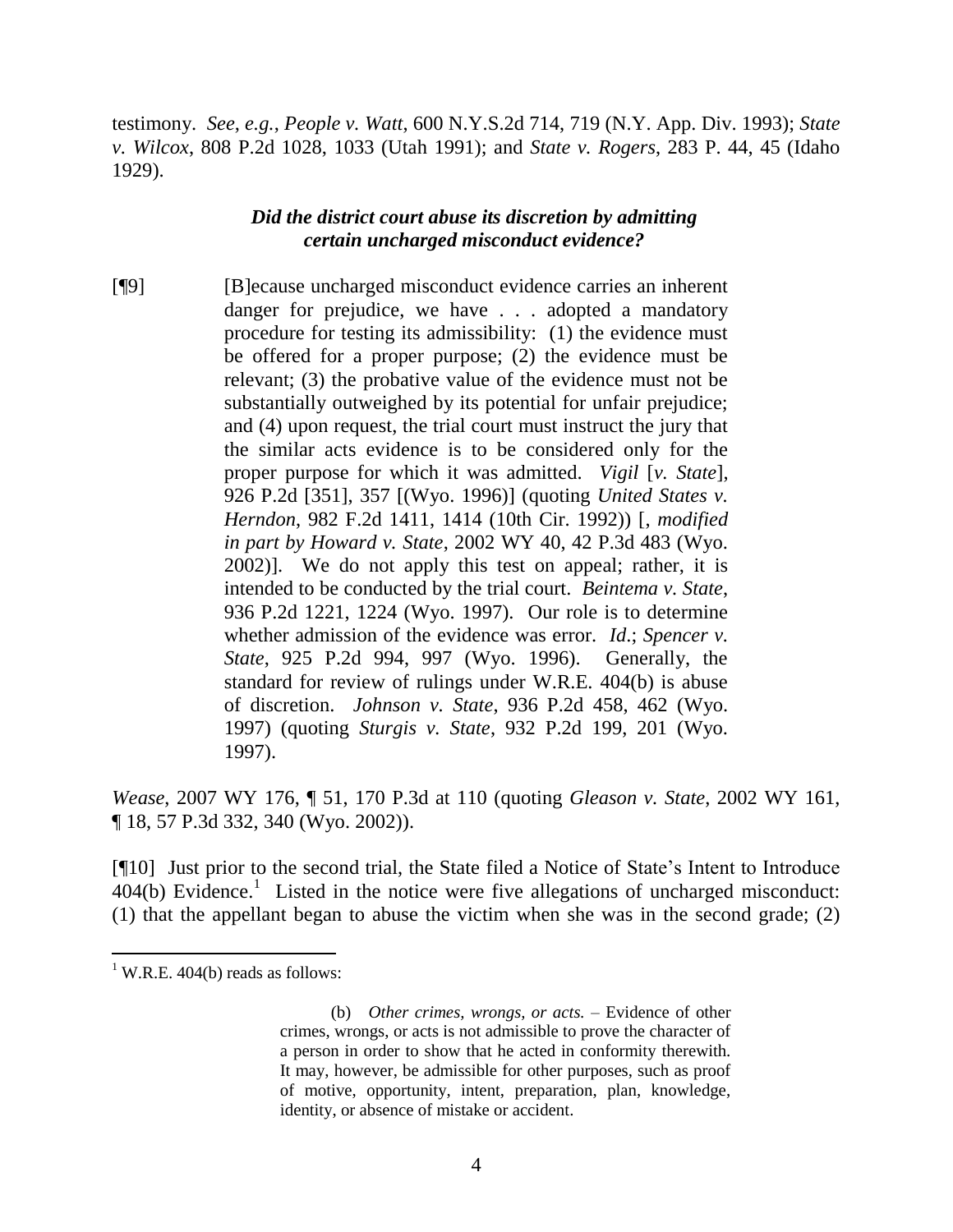testimony. *See*, *e.g.*, *People v. Watt*, 600 N.Y.S.2d 714, 719 (N.Y. App. Div. 1993); *State v. Wilcox*, 808 P.2d 1028, 1033 (Utah 1991); and *State v. Rogers*, 283 P. 44, 45 (Idaho 1929).

### *Did the district court abuse its discretion by admitting certain uncharged misconduct evidence?*

> [¶9] [B]ecause uncharged misconduct evidence carries an inherent danger for prejudice, we have . . . adopted a mandatory procedure for testing its admissibility: (1) the evidence must be offered for a proper purpose; (2) the evidence must be relevant; (3) the probative value of the evidence must not be substantially outweighed by its potential for unfair prejudice; and (4) upon request, the trial court must instruct the jury that the similar acts evidence is to be considered only for the proper purpose for which it was admitted. *Vigil* [*v. State*], 926 P.2d [351], 357 [(Wyo. 1996)] (quoting *United States v. Herndon*, 982 F.2d 1411, 1414 (10th Cir. 1992)) [, *modified in part by Howard v. State*, 2002 WY 40, 42 P.3d 483 (Wyo. 2002)]. We do not apply this test on appeal; rather, it is intended to be conducted by the trial court. *Beintema v. State*, 936 P.2d 1221, 1224 (Wyo. 1997). Our role is to determine whether admission of the evidence was error. *Id*.; *Spencer v. State*, 925 P.2d 994, 997 (Wyo. 1996). Generally, the standard for review of rulings under W.R.E. 404(b) is abuse of discretion. *Johnson v. State*, 936 P.2d 458, 462 (Wyo. 1997) (quoting *Sturgis v. State*, 932 P.2d 199, 201 (Wyo. 1997).

*Wease*, 2007 WY 176, ¶ 51, 170 P.3d at 110 (quoting *Gleason v. State*, 2002 WY 161, ¶ 18, 57 P.3d 332, 340 (Wyo. 2002)).

[¶10] Just prior to the second trial, the State filed a Notice of State's Intent to Introduce 404(b) Evidence.[1] Listed in the notice were five allegations of uncharged misconduct: (1) that the appellant began to abuse the victim when she was in the second grade; (2)

---

[1] W.R.E. 404(b) reads as follows:

> (b) *Other crimes, wrongs, or acts.* – Evidence of other crimes, wrongs, or acts is not admissible to prove the character of a person in order to show that he acted in conformity therewith. It may, however, be admissible for other purposes, such as proof of motive, opportunity, intent, preparation, plan, knowledge, identity, or absence of mistake or accident.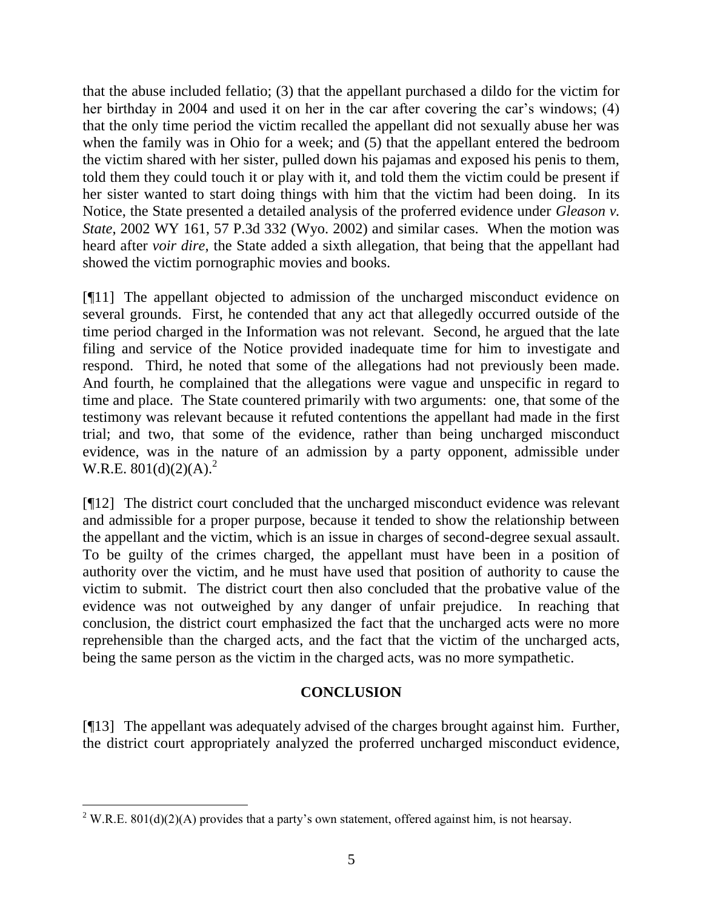that the abuse included fellatio; (3) that the appellant purchased a dildo for the victim for her birthday in 2004 and used it on her in the car after covering the car's windows; (4) that the only time period the victim recalled the appellant did not sexually abuse her was when the family was in Ohio for a week; and (5) that the appellant entered the bedroom the victim shared with her sister, pulled down his pajamas and exposed his penis to them, told them they could touch it or play with it, and told them the victim could be present if her sister wanted to start doing things with him that the victim had been doing. In its Notice, the State presented a detailed analysis of the proferred evidence under *Gleason v. State*, 2002 WY 161, 57 P.3d 332 (Wyo. 2002) and similar cases. When the motion was heard after *voir dire*, the State added a sixth allegation, that being that the appellant had showed the victim pornographic movies and books.

[¶11] The appellant objected to admission of the uncharged misconduct evidence on several grounds. First, he contended that any act that allegedly occurred outside of the time period charged in the Information was not relevant. Second, he argued that the late filing and service of the Notice provided inadequate time for him to investigate and respond. Third, he noted that some of the allegations had not previously been made. And fourth, he complained that the allegations were vague and unspecific in regard to time and place. The State countered primarily with two arguments: one, that some of the testimony was relevant because it refuted contentions the appellant had made in the first trial; and two, that some of the evidence, rather than being uncharged misconduct evidence, was in the nature of an admission by a party opponent, admissible under W.R.E. 801(d)(2)(A).[2]

[¶12] The district court concluded that the uncharged misconduct evidence was relevant and admissible for a proper purpose, because it tended to show the relationship between the appellant and the victim, which is an issue in charges of second-degree sexual assault. To be guilty of the crimes charged, the appellant must have been in a position of authority over the victim, and he must have used that position of authority to cause the victim to submit. The district court then also concluded that the probative value of the evidence was not outweighed by any danger of unfair prejudice. In reaching that conclusion, the district court emphasized the fact that the uncharged acts were no more reprehensible than the charged acts, and the fact that the victim of the uncharged acts, being the same person as the victim in the charged acts, was no more sympathetic.

## CONCLUSION

[¶13] The appellant was adequately advised of the charges brought against him. Further, the district court appropriately analyzed the proferred uncharged misconduct evidence,

---

[2] W.R.E. 801(d)(2)(A) provides that a party's own statement, offered against him, is not hearsay.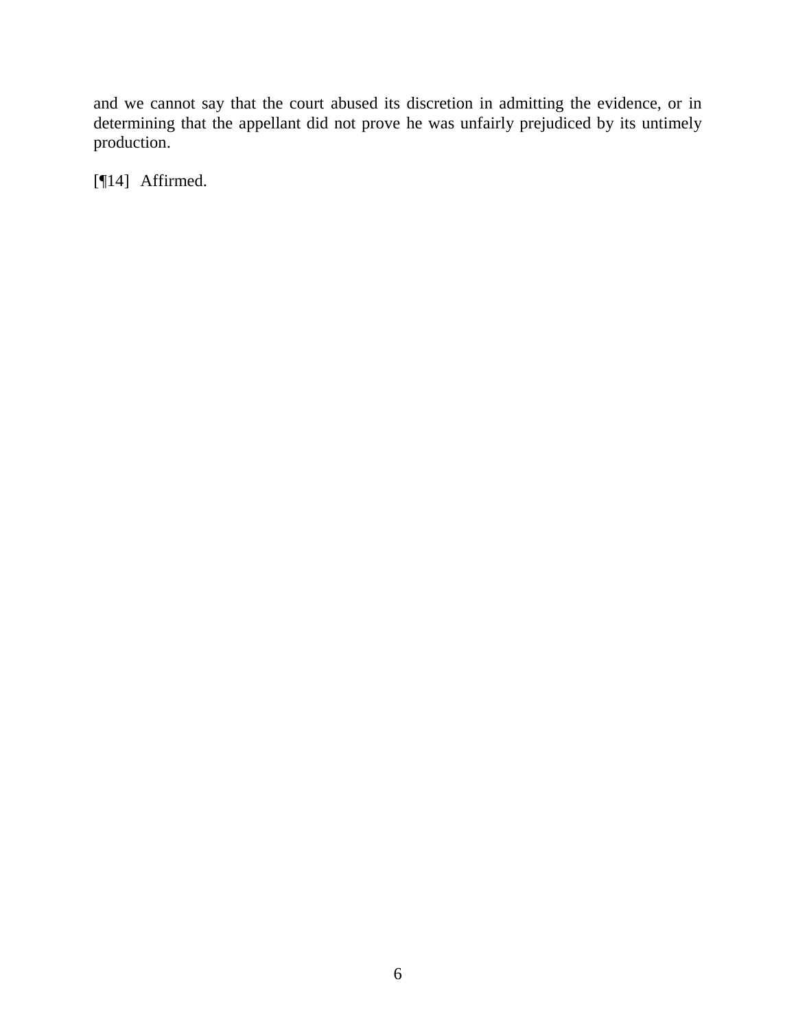and we cannot say that the court abused its discretion in admitting the evidence, or in determining that the appellant did not prove he was unfairly prejudiced by its untimely production.

[¶14] Affirmed.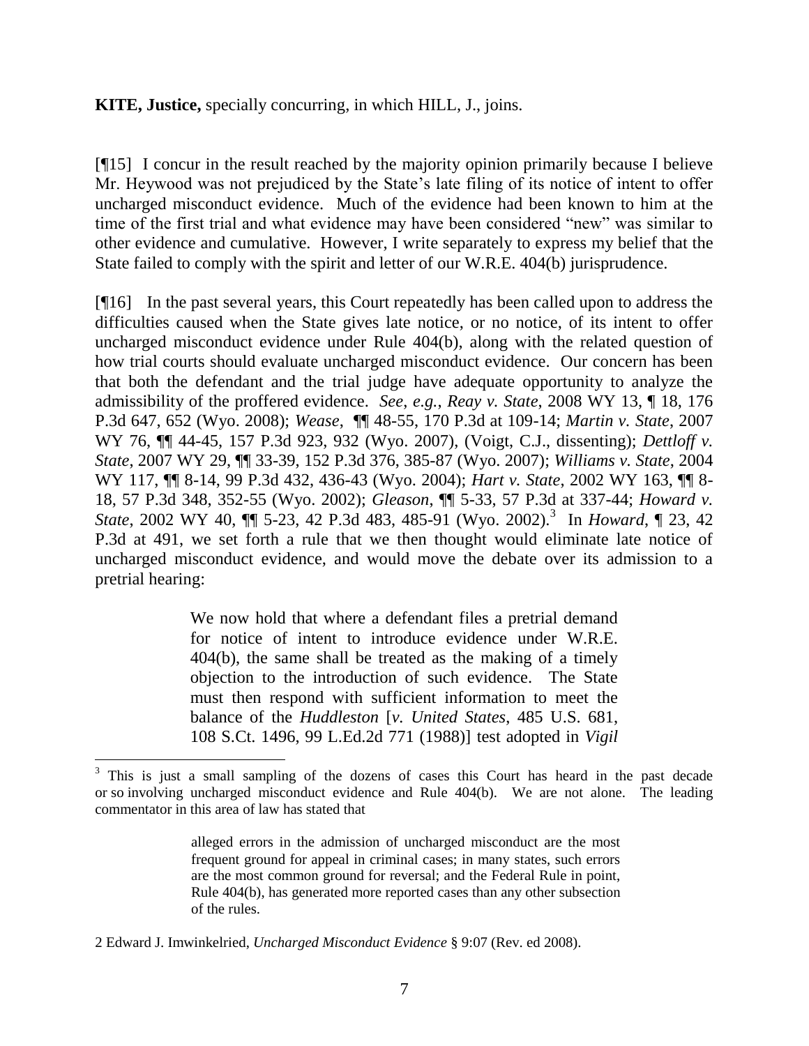**KITE, Justice,** specially concurring, in which HILL, J., joins.

[¶15] I concur in the result reached by the majority opinion primarily because I believe Mr. Heywood was not prejudiced by the State's late filing of its notice of intent to offer uncharged misconduct evidence. Much of the evidence had been known to him at the time of the first trial and what evidence may have been considered "new" was similar to other evidence and cumulative. However, I write separately to express my belief that the State failed to comply with the spirit and letter of our W.R.E. 404(b) jurisprudence.

[¶16] In the past several years, this Court repeatedly has been called upon to address the difficulties caused when the State gives late notice, or no notice, of its intent to offer uncharged misconduct evidence under Rule 404(b), along with the related question of how trial courts should evaluate uncharged misconduct evidence. Our concern has been that both the defendant and the trial judge have adequate opportunity to analyze the admissibility of the proffered evidence. *See, e.g.*, *Reay v. State*, 2008 WY 13, ¶ 18, 176 P.3d 647, 652 (Wyo. 2008); *Wease*, ¶¶ 48-55, 170 P.3d at 109-14; *Martin v. State*, 2007 WY 76, ¶¶ 44-45, 157 P.3d 923, 932 (Wyo. 2007), (Voigt, C.J., dissenting); *Dettloff v. State*, 2007 WY 29, ¶¶ 33-39, 152 P.3d 376, 385-87 (Wyo. 2007); *Williams v. State*, 2004 WY 117, ¶¶ 8-14, 99 P.3d 432, 436-43 (Wyo. 2004); *Hart v. State*, 2002 WY 163, ¶¶ 8-18, 57 P.3d 348, 352-55 (Wyo. 2002); *Gleason*, ¶¶ 5-33, 57 P.3d at 337-44; *Howard v. State*, 2002 WY 40, ¶¶ 5-23, 42 P.3d 483, 485-91 (Wyo. 2002).[3] In *Howard*, ¶ 23, 42 P.3d at 491, we set forth a rule that we then thought would eliminate late notice of uncharged misconduct evidence, and would move the debate over its admission to a pretrial hearing:

> We now hold that where a defendant files a pretrial demand for notice of intent to introduce evidence under W.R.E. 404(b), the same shall be treated as the making of a timely objection to the introduction of such evidence. The State must then respond with sufficient information to meet the balance of the *Huddleston* [*v. United States*, 485 U.S. 681, 108 S.Ct. 1496, 99 L.Ed.2d 771 (1988)] test adopted in *Vigil*

---

[3] This is just a small sampling of the dozens of cases this Court has heard in the past decade or so involving uncharged misconduct evidence and Rule 404(b). We are not alone. The leading commentator in this area of law has stated that

> alleged errors in the admission of uncharged misconduct are the most frequent ground for appeal in criminal cases; in many states, such errors are the most common ground for reversal; and the Federal Rule in point, Rule 404(b), has generated more reported cases than any other subsection of the rules.

2 Edward J. Imwinkelried, *Uncharged Misconduct Evidence* § 9:07 (Rev. ed 2008).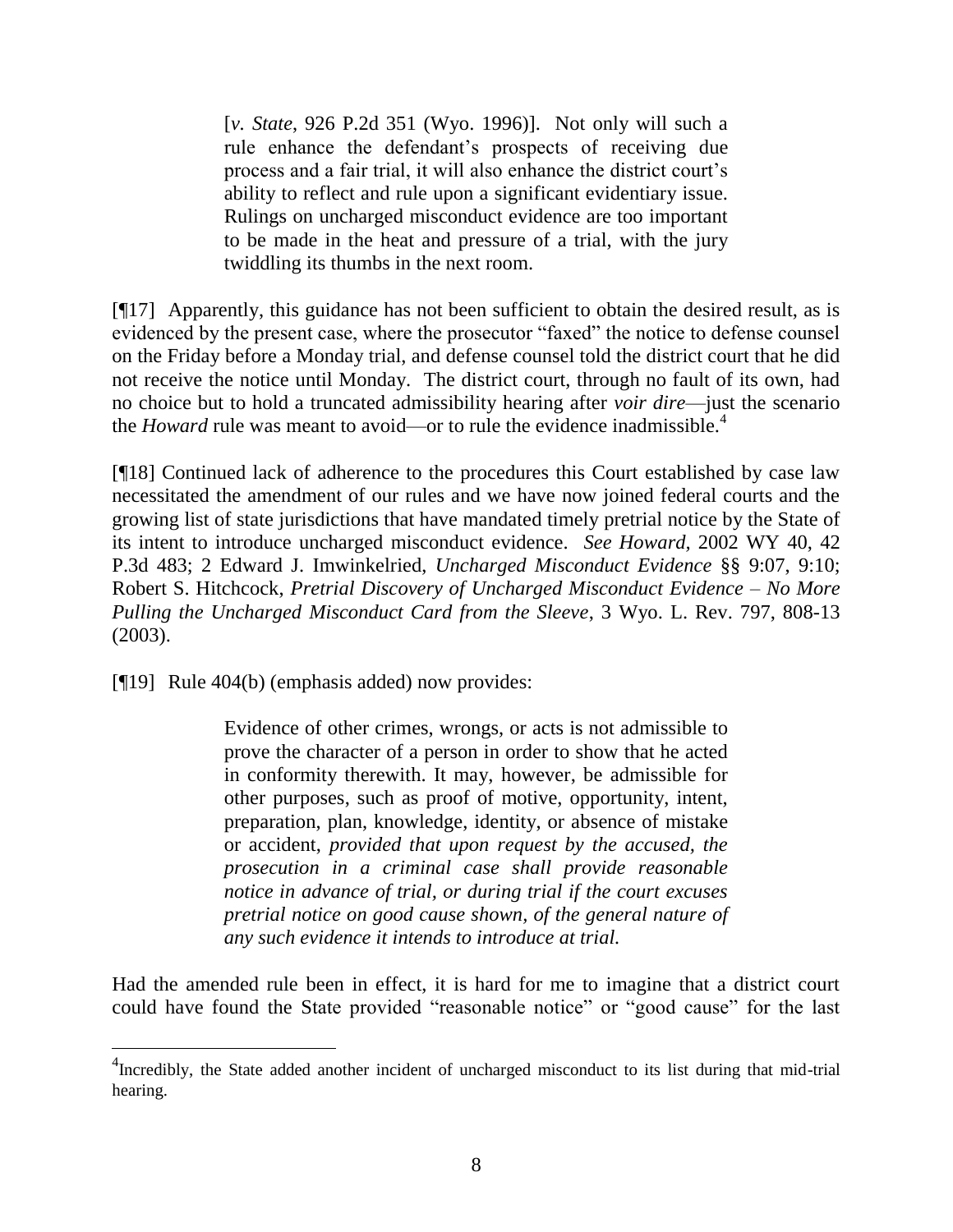> [*v. State*, 926 P.2d 351 (Wyo. 1996)]. Not only will such a rule enhance the defendant's prospects of receiving due process and a fair trial, it will also enhance the district court's ability to reflect and rule upon a significant evidentiary issue. Rulings on uncharged misconduct evidence are too important to be made in the heat and pressure of a trial, with the jury twiddling its thumbs in the next room.

[¶17] Apparently, this guidance has not been sufficient to obtain the desired result, as is evidenced by the present case, where the prosecutor "faxed" the notice to defense counsel on the Friday before a Monday trial, and defense counsel told the district court that he did not receive the notice until Monday. The district court, through no fault of its own, had no choice but to hold a truncated admissibility hearing after *voir dire*—just the scenario the *Howard* rule was meant to avoid—or to rule the evidence inadmissible.[4]

[¶18] Continued lack of adherence to the procedures this Court established by case law necessitated the amendment of our rules and we have now joined federal courts and the growing list of state jurisdictions that have mandated timely pretrial notice by the State of its intent to introduce uncharged misconduct evidence. *See Howard,* 2002 WY 40, 42 P.3d 483; 2 Edward J. Imwinkelried, *Uncharged Misconduct Evidence* §§ 9:07, 9:10; Robert S. Hitchcock, *Pretrial Discovery of Uncharged Misconduct Evidence – No More Pulling the Uncharged Misconduct Card from the Sleeve*, 3 Wyo. L. Rev. 797, 808-13 (2003).

[¶19] Rule 404(b) (emphasis added) now provides:

> Evidence of other crimes, wrongs, or acts is not admissible to prove the character of a person in order to show that he acted in conformity therewith. It may, however, be admissible for other purposes, such as proof of motive, opportunity, intent, preparation, plan, knowledge, identity, or absence of mistake or accident, *provided that upon request by the accused, the prosecution in a criminal case shall provide reasonable notice in advance of trial, or during trial if the court excuses pretrial notice on good cause shown, of the general nature of any such evidence it intends to introduce at trial.*

Had the amended rule been in effect, it is hard for me to imagine that a district court could have found the State provided "reasonable notice" or "good cause" for the last

---

[4] Incredibly, the State added another incident of uncharged misconduct to its list during that mid-trial hearing.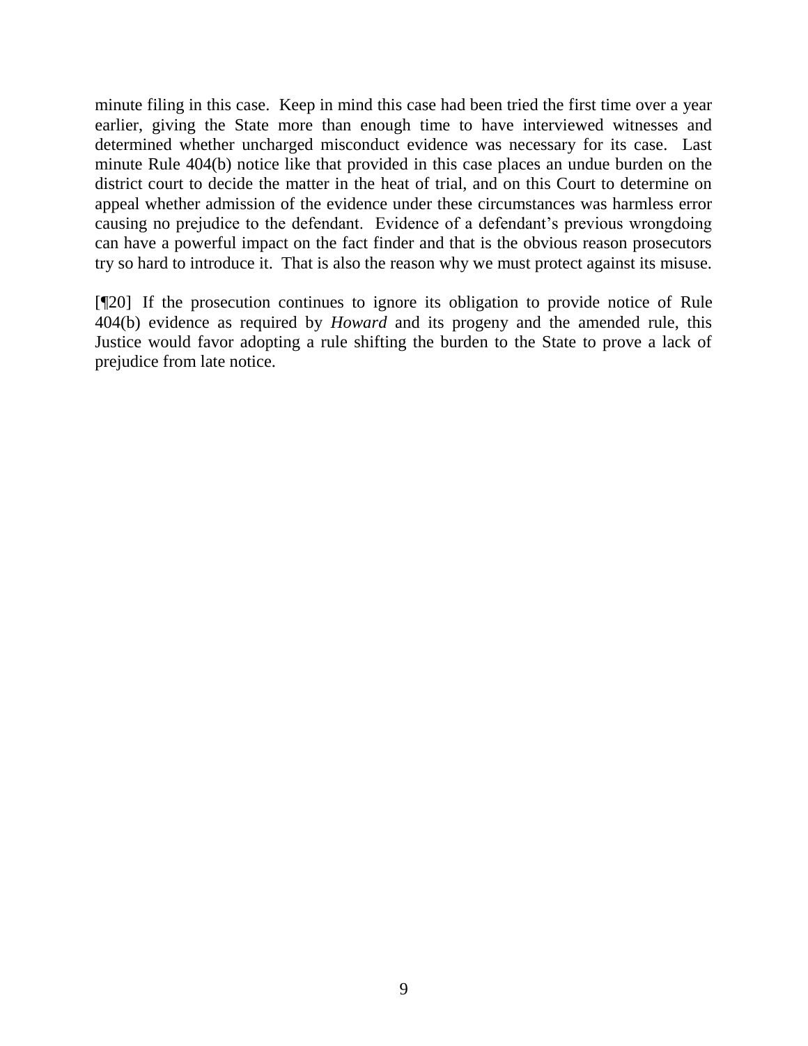minute filing in this case. Keep in mind this case had been tried the first time over a year earlier, giving the State more than enough time to have interviewed witnesses and determined whether uncharged misconduct evidence was necessary for its case. Last minute Rule 404(b) notice like that provided in this case places an undue burden on the district court to decide the matter in the heat of trial, and on this Court to determine on appeal whether admission of the evidence under these circumstances was harmless error causing no prejudice to the defendant. Evidence of a defendant's previous wrongdoing can have a powerful impact on the fact finder and that is the obvious reason prosecutors try so hard to introduce it. That is also the reason why we must protect against its misuse.

[¶20] If the prosecution continues to ignore its obligation to provide notice of Rule 404(b) evidence as required by *Howard* and its progeny and the amended rule, this Justice would favor adopting a rule shifting the burden to the State to prove a lack of prejudice from late notice.